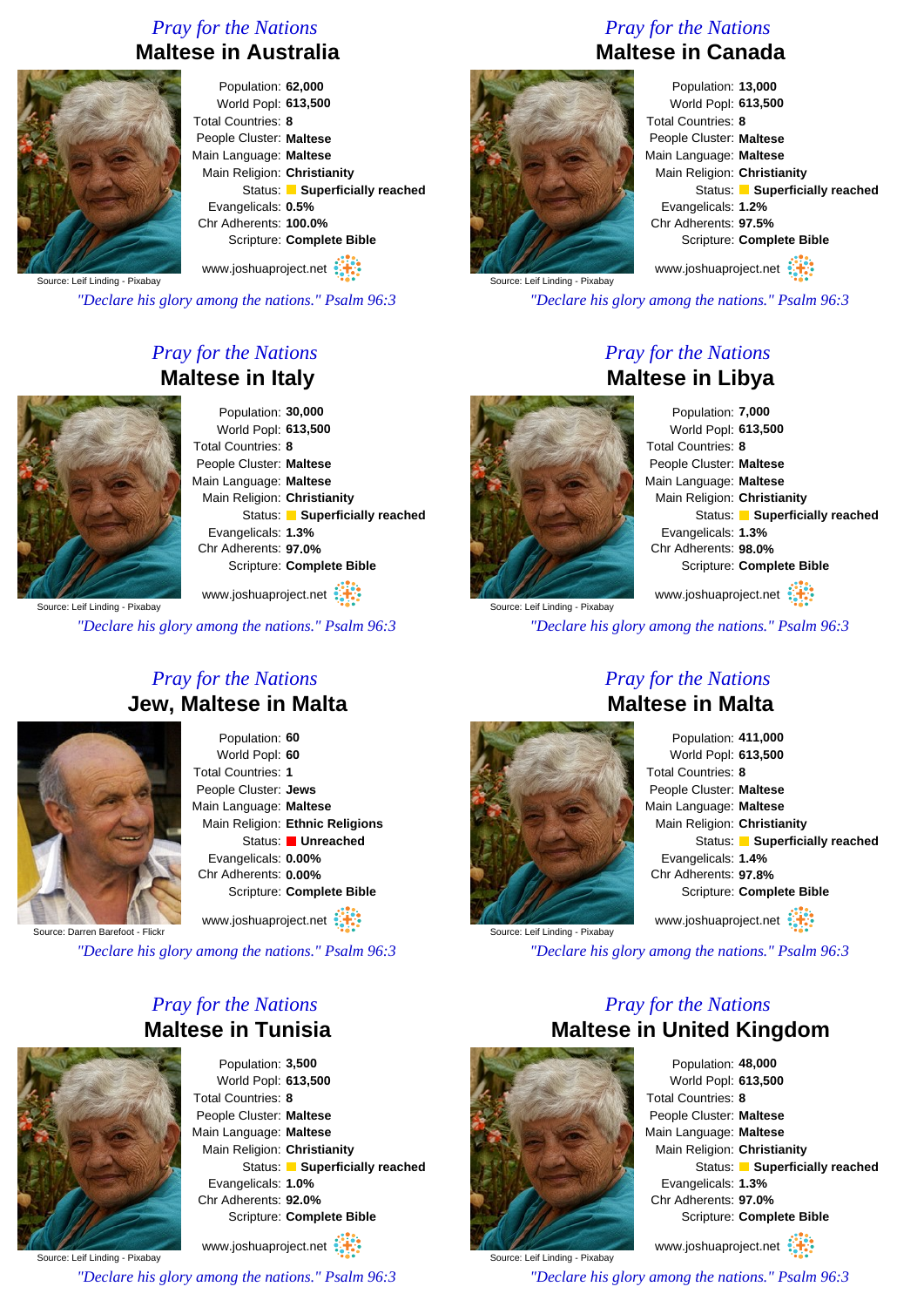*Pray for the Nations*

## Maltese in Australia

Population: **62,000**
World Popl: **613,500**
Total Countries: **8**
People Cluster: **Maltese**
Main Language: **Maltese**
Main Religion: **Christianity**
Status: **Superficially reached**
Evangelicals: **0.5%**
Chr Adherents: **100.0%**
Scripture: **Complete Bible**

Source: Leif Linding - Pixabay

www.joshuaproject.net

*"Declare his glory among the nations." Psalm 96:3*

*Pray for the Nations*

## Maltese in Canada

Population: **13,000**
World Popl: **613,500**
Total Countries: **8**
People Cluster: **Maltese**
Main Language: **Maltese**
Main Religion: **Christianity**
Status: **Superficially reached**
Evangelicals: **1.2%**
Chr Adherents: **97.5%**
Scripture: **Complete Bible**

Source: Leif Linding - Pixabay

www.joshuaproject.net

*"Declare his glory among the nations." Psalm 96:3*

*Pray for the Nations*

## Maltese in Italy

Population: **30,000**
World Popl: **613,500**
Total Countries: **8**
People Cluster: **Maltese**
Main Language: **Maltese**
Main Religion: **Christianity**
Status: **Superficially reached**
Evangelicals: **1.3%**
Chr Adherents: **97.0%**
Scripture: **Complete Bible**

Source: Leif Linding - Pixabay

www.joshuaproject.net

*"Declare his glory among the nations." Psalm 96:3*

*Pray for the Nations*

## Maltese in Libya

Population: **7,000**
World Popl: **613,500**
Total Countries: **8**
People Cluster: **Maltese**
Main Language: **Maltese**
Main Religion: **Christianity**
Status: **Superficially reached**
Evangelicals: **1.3%**
Chr Adherents: **98.0%**
Scripture: **Complete Bible**

Source: Leif Linding - Pixabay

www.joshuaproject.net

*"Declare his glory among the nations." Psalm 96:3*

*Pray for the Nations*

## Jew, Maltese in Malta

Population: **60**
World Popl: **60**
Total Countries: **1**
People Cluster: **Jews**
Main Language: **Maltese**
Main Religion: **Ethnic Religions**
Status: **Unreached**
Evangelicals: **0.00%**
Chr Adherents: **0.00%**
Scripture: **Complete Bible**

Source: Darren Barefoot - Flickr

www.joshuaproject.net

*"Declare his glory among the nations." Psalm 96:3*

*Pray for the Nations*

## Maltese in Malta

Population: **411,000**
World Popl: **613,500**
Total Countries: **8**
People Cluster: **Maltese**
Main Language: **Maltese**
Main Religion: **Christianity**
Status: **Superficially reached**
Evangelicals: **1.4%**
Chr Adherents: **97.8%**
Scripture: **Complete Bible**

Source: Leif Linding - Pixabay

www.joshuaproject.net

*"Declare his glory among the nations." Psalm 96:3*

*Pray for the Nations*

## Maltese in Tunisia

Population: **3,500**
World Popl: **613,500**
Total Countries: **8**
People Cluster: **Maltese**
Main Language: **Maltese**
Main Religion: **Christianity**
Status: **Superficially reached**
Evangelicals: **1.0%**
Chr Adherents: **92.0%**
Scripture: **Complete Bible**

Source: Leif Linding - Pixabay

www.joshuaproject.net

*"Declare his glory among the nations." Psalm 96:3*

*Pray for the Nations*

## Maltese in United Kingdom

Population: **48,000**
World Popl: **613,500**
Total Countries: **8**
People Cluster: **Maltese**
Main Language: **Maltese**
Main Religion: **Christianity**
Status: **Superficially reached**
Evangelicals: **1.3%**
Chr Adherents: **97.0%**
Scripture: **Complete Bible**

Source: Leif Linding - Pixabay

www.joshuaproject.net

*"Declare his glory among the nations." Psalm 96:3*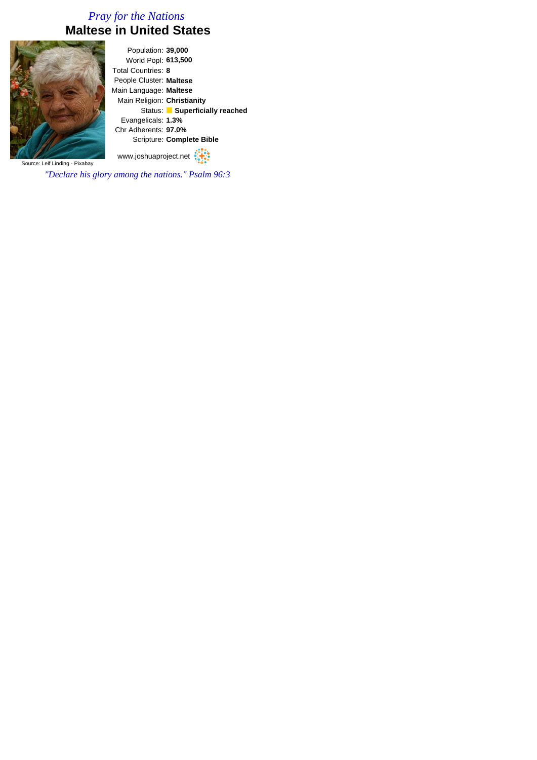*Pray for the Nations*

# Maltese in United States

Source: Leif Linding - Pixabay

Population: **39,000**
World Popl: **613,500**
Total Countries: **8**
People Cluster: **Maltese**
Main Language: **Maltese**
Main Religion: **Christianity**
Status: **Superficially reached**
Evangelicals: **1.3%**
Chr Adherents: **97.0%**
Scripture: **Complete Bible**

www.joshuaproject.net

*"Declare his glory among the nations." Psalm 96:3*